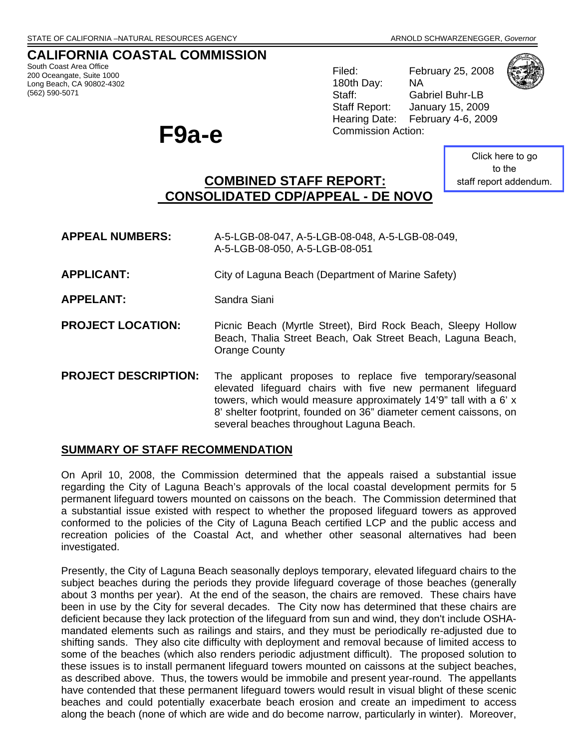STATE OF CALIFORNIA –NATURAL RESOURCES AGENCY

ARNOLD SCHWARZENEGGER, *Governor*

# CALIFORNIA COASTAL COMMISSION

South Coast Area Office
200 Oceangate, Suite 1000
Long Beach, CA 90802-4302
(562) 590-5071

Filed: February 25, 2008
180th Day: NA
Staff: Gabriel Buhr-LB
Staff Report: January 15, 2009
Hearing Date: February 4-6, 2009
Commission Action:

# F9a-e

Click here to go to the staff report addendum.

## COMBINED STAFF REPORT: CONSOLIDATED CDP/APPEAL - DE NOVO

**APPEAL NUMBERS:** A-5-LGB-08-047, A-5-LGB-08-048, A-5-LGB-08-049, A-5-LGB-08-050, A-5-LGB-08-051

**APPLICANT:** City of Laguna Beach (Department of Marine Safety)

**APPELANT:** Sandra Siani

**PROJECT LOCATION:** Picnic Beach (Myrtle Street), Bird Rock Beach, Sleepy Hollow Beach, Thalia Street Beach, Oak Street Beach, Laguna Beach, Orange County

**PROJECT DESCRIPTION:** The applicant proposes to replace five temporary/seasonal elevated lifeguard chairs with five new permanent lifeguard towers, which would measure approximately 14'9" tall with a 6' x 8' shelter footprint, founded on 36" diameter cement caissons, on several beaches throughout Laguna Beach.

## SUMMARY OF STAFF RECOMMENDATION

On April 10, 2008, the Commission determined that the appeals raised a substantial issue regarding the City of Laguna Beach's approvals of the local coastal development permits for 5 permanent lifeguard towers mounted on caissons on the beach. The Commission determined that a substantial issue existed with respect to whether the proposed lifeguard towers as approved conformed to the policies of the City of Laguna Beach certified LCP and the public access and recreation policies of the Coastal Act, and whether other seasonal alternatives had been investigated.

Presently, the City of Laguna Beach seasonally deploys temporary, elevated lifeguard chairs to the subject beaches during the periods they provide lifeguard coverage of those beaches (generally about 3 months per year). At the end of the season, the chairs are removed. These chairs have been in use by the City for several decades. The City now has determined that these chairs are deficient because they lack protection of the lifeguard from sun and wind, they don't include OSHA-mandated elements such as railings and stairs, and they must be periodically re-adjusted due to shifting sands. They also cite difficulty with deployment and removal because of limited access to some of the beaches (which also renders periodic adjustment difficult). The proposed solution to these issues is to install permanent lifeguard towers mounted on caissons at the subject beaches, as described above. Thus, the towers would be immobile and present year-round. The appellants have contended that these permanent lifeguard towers would result in visual blight of these scenic beaches and could potentially exacerbate beach erosion and create an impediment to access along the beach (none of which are wide and do become narrow, particularly in winter). Moreover,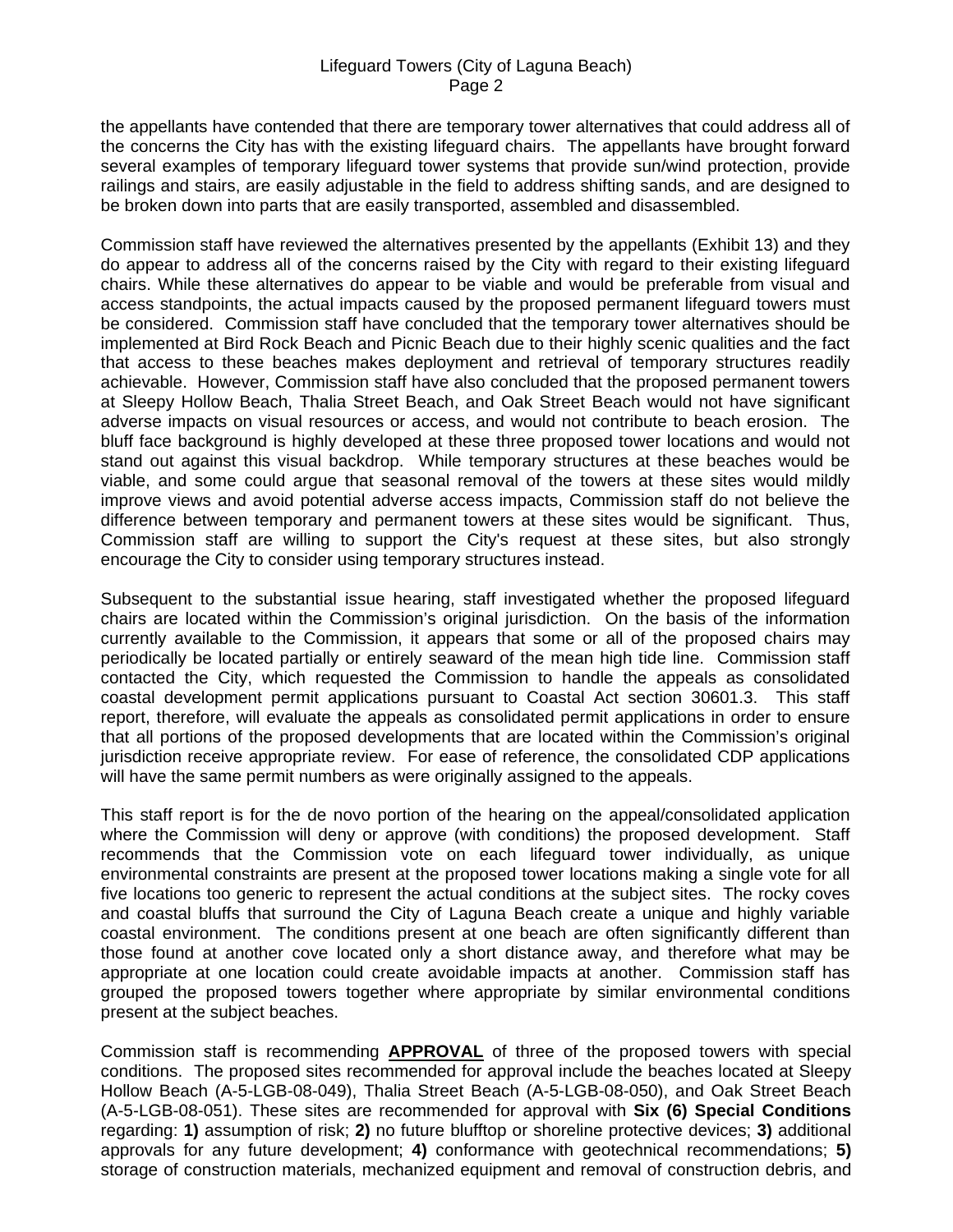the appellants have contended that there are temporary tower alternatives that could address all of the concerns the City has with the existing lifeguard chairs. The appellants have brought forward several examples of temporary lifeguard tower systems that provide sun/wind protection, provide railings and stairs, are easily adjustable in the field to address shifting sands, and are designed to be broken down into parts that are easily transported, assembled and disassembled.

Commission staff have reviewed the alternatives presented by the appellants (Exhibit 13) and they do appear to address all of the concerns raised by the City with regard to their existing lifeguard chairs. While these alternatives do appear to be viable and would be preferable from visual and access standpoints, the actual impacts caused by the proposed permanent lifeguard towers must be considered. Commission staff have concluded that the temporary tower alternatives should be implemented at Bird Rock Beach and Picnic Beach due to their highly scenic qualities and the fact that access to these beaches makes deployment and retrieval of temporary structures readily achievable. However, Commission staff have also concluded that the proposed permanent towers at Sleepy Hollow Beach, Thalia Street Beach, and Oak Street Beach would not have significant adverse impacts on visual resources or access, and would not contribute to beach erosion. The bluff face background is highly developed at these three proposed tower locations and would not stand out against this visual backdrop. While temporary structures at these beaches would be viable, and some could argue that seasonal removal of the towers at these sites would mildly improve views and avoid potential adverse access impacts, Commission staff do not believe the difference between temporary and permanent towers at these sites would be significant. Thus, Commission staff are willing to support the City's request at these sites, but also strongly encourage the City to consider using temporary structures instead.

Subsequent to the substantial issue hearing, staff investigated whether the proposed lifeguard chairs are located within the Commission's original jurisdiction. On the basis of the information currently available to the Commission, it appears that some or all of the proposed chairs may periodically be located partially or entirely seaward of the mean high tide line. Commission staff contacted the City, which requested the Commission to handle the appeals as consolidated coastal development permit applications pursuant to Coastal Act section 30601.3. This staff report, therefore, will evaluate the appeals as consolidated permit applications in order to ensure that all portions of the proposed developments that are located within the Commission's original jurisdiction receive appropriate review. For ease of reference, the consolidated CDP applications will have the same permit numbers as were originally assigned to the appeals.

This staff report is for the de novo portion of the hearing on the appeal/consolidated application where the Commission will deny or approve (with conditions) the proposed development. Staff recommends that the Commission vote on each lifeguard tower individually, as unique environmental constraints are present at the proposed tower locations making a single vote for all five locations too generic to represent the actual conditions at the subject sites. The rocky coves and coastal bluffs that surround the City of Laguna Beach create a unique and highly variable coastal environment. The conditions present at one beach are often significantly different than those found at another cove located only a short distance away, and therefore what may be appropriate at one location could create avoidable impacts at another. Commission staff has grouped the proposed towers together where appropriate by similar environmental conditions present at the subject beaches.

Commission staff is recommending **APPROVAL** of three of the proposed towers with special conditions. The proposed sites recommended for approval include the beaches located at Sleepy Hollow Beach (A-5-LGB-08-049), Thalia Street Beach (A-5-LGB-08-050), and Oak Street Beach (A-5-LGB-08-051). These sites are recommended for approval with **Six (6) Special Conditions** regarding: **1)** assumption of risk; **2)** no future blufftop or shoreline protective devices; **3)** additional approvals for any future development; **4)** conformance with geotechnical recommendations; **5)** storage of construction materials, mechanized equipment and removal of construction debris, and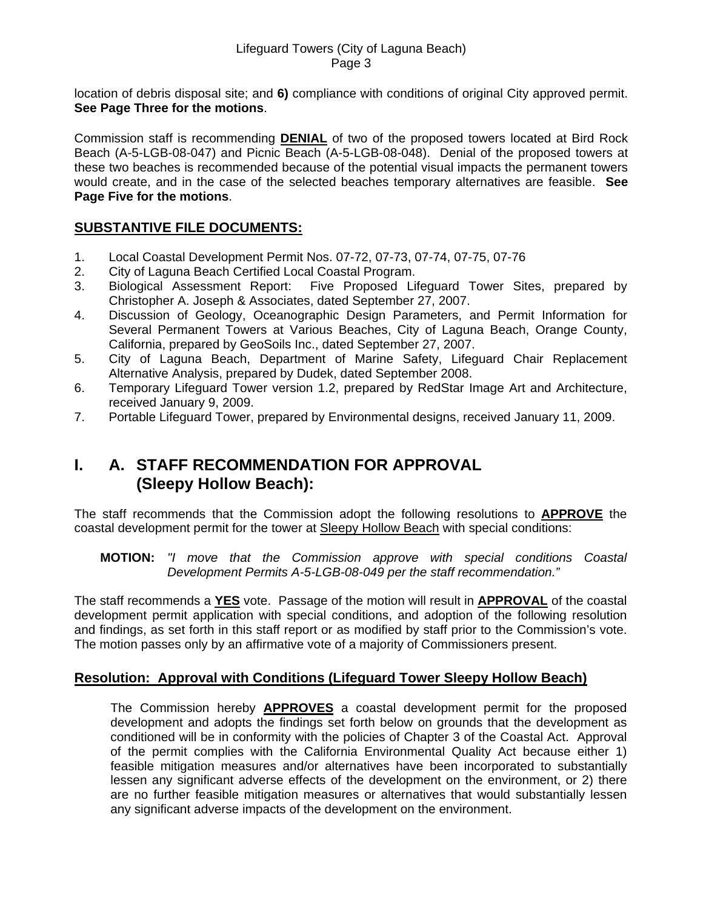location of debris disposal site; and **6)** compliance with conditions of original City approved permit. **See Page Three for the motions**.

Commission staff is recommending **DENIAL** of two of the proposed towers located at Bird Rock Beach (A-5-LGB-08-047) and Picnic Beach (A-5-LGB-08-048). Denial of the proposed towers at these two beaches is recommended because of the potential visual impacts the permanent towers would create, and in the case of the selected beaches temporary alternatives are feasible. **See Page Five for the motions**.

## SUBSTANTIVE FILE DOCUMENTS:

1. Local Coastal Development Permit Nos. 07-72, 07-73, 07-74, 07-75, 07-76
2. City of Laguna Beach Certified Local Coastal Program.
3. Biological Assessment Report: Five Proposed Lifeguard Tower Sites, prepared by Christopher A. Joseph & Associates, dated September 27, 2007.
4. Discussion of Geology, Oceanographic Design Parameters, and Permit Information for Several Permanent Towers at Various Beaches, City of Laguna Beach, Orange County, California, prepared by GeoSoils Inc., dated September 27, 2007.
5. City of Laguna Beach, Department of Marine Safety, Lifeguard Chair Replacement Alternative Analysis, prepared by Dudek, dated September 2008.
6. Temporary Lifeguard Tower version 1.2, prepared by RedStar Image Art and Architecture, received January 9, 2009.
7. Portable Lifeguard Tower, prepared by Environmental designs, received January 11, 2009.

# I. A. STAFF RECOMMENDATION FOR APPROVAL (Sleepy Hollow Beach):

The staff recommends that the Commission adopt the following resolutions to **APPROVE** the coastal development permit for the tower at Sleepy Hollow Beach with special conditions:

> **MOTION:** *"I move that the Commission approve with special conditions Coastal Development Permits A-5-LGB-08-049 per the staff recommendation."*

The staff recommends a **YES** vote. Passage of the motion will result in **APPROVAL** of the coastal development permit application with special conditions, and adoption of the following resolution and findings, as set forth in this staff report or as modified by staff prior to the Commission's vote. The motion passes only by an affirmative vote of a majority of Commissioners present.

## Resolution: Approval with Conditions (Lifeguard Tower Sleepy Hollow Beach)

> The Commission hereby **APPROVES** a coastal development permit for the proposed development and adopts the findings set forth below on grounds that the development as conditioned will be in conformity with the policies of Chapter 3 of the Coastal Act. Approval of the permit complies with the California Environmental Quality Act because either 1) feasible mitigation measures and/or alternatives have been incorporated to substantially lessen any significant adverse effects of the development on the environment, or 2) there are no further feasible mitigation measures or alternatives that would substantially lessen any significant adverse impacts of the development on the environment.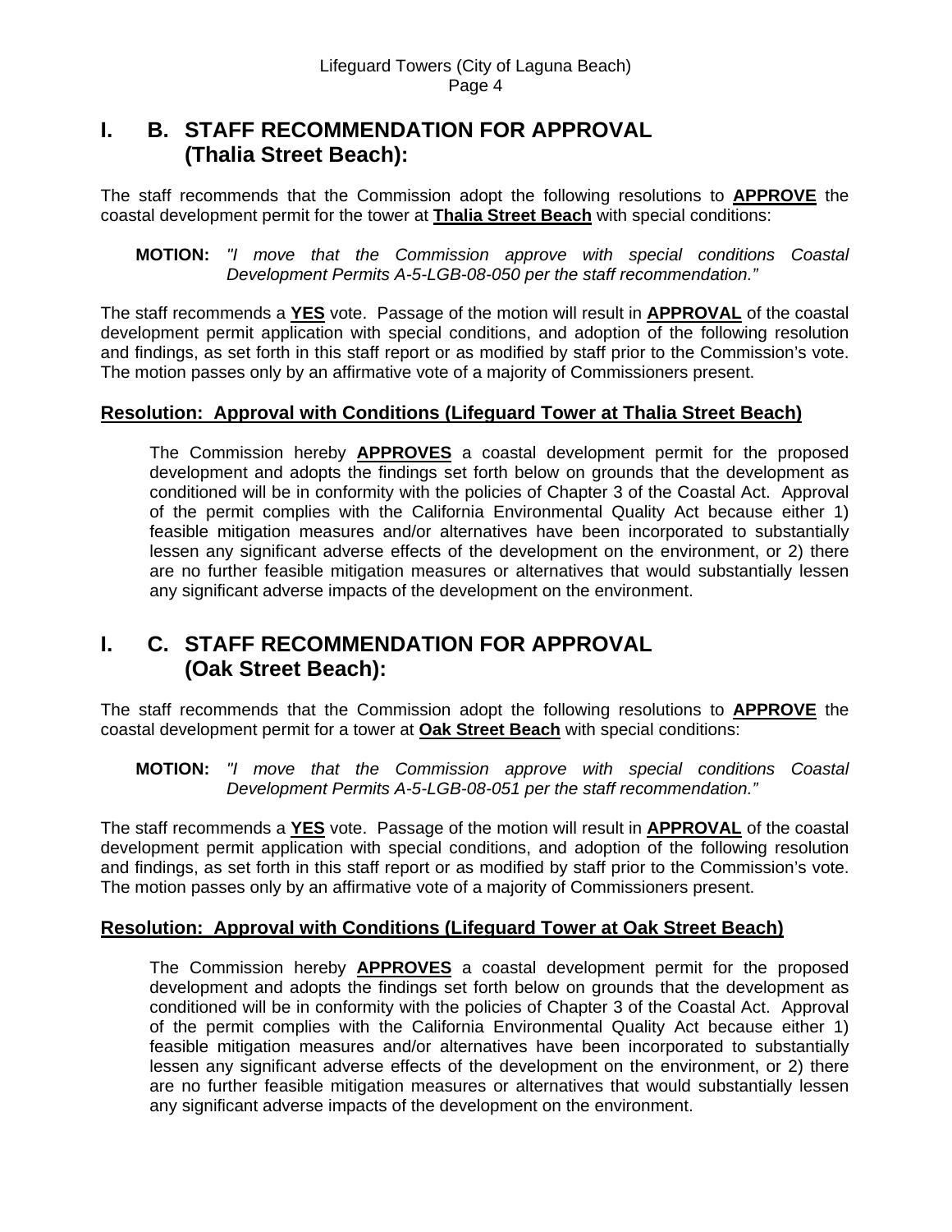## I. B. STAFF RECOMMENDATION FOR APPROVAL (Thalia Street Beach):

The staff recommends that the Commission adopt the following resolutions to **APPROVE** the coastal development permit for the tower at **Thalia Street Beach** with special conditions:

**MOTION:** *"I move that the Commission approve with special conditions Coastal Development Permits A-5-LGB-08-050 per the staff recommendation."*

The staff recommends a **YES** vote. Passage of the motion will result in **APPROVAL** of the coastal development permit application with special conditions, and adoption of the following resolution and findings, as set forth in this staff report or as modified by staff prior to the Commission's vote. The motion passes only by an affirmative vote of a majority of Commissioners present.

### Resolution: Approval with Conditions (Lifeguard Tower at Thalia Street Beach)

The Commission hereby **APPROVES** a coastal development permit for the proposed development and adopts the findings set forth below on grounds that the development as conditioned will be in conformity with the policies of Chapter 3 of the Coastal Act. Approval of the permit complies with the California Environmental Quality Act because either 1) feasible mitigation measures and/or alternatives have been incorporated to substantially lessen any significant adverse effects of the development on the environment, or 2) there are no further feasible mitigation measures or alternatives that would substantially lessen any significant adverse impacts of the development on the environment.

## I. C. STAFF RECOMMENDATION FOR APPROVAL (Oak Street Beach):

The staff recommends that the Commission adopt the following resolutions to **APPROVE** the coastal development permit for a tower at **Oak Street Beach** with special conditions:

**MOTION:** *"I move that the Commission approve with special conditions Coastal Development Permits A-5-LGB-08-051 per the staff recommendation."*

The staff recommends a **YES** vote. Passage of the motion will result in **APPROVAL** of the coastal development permit application with special conditions, and adoption of the following resolution and findings, as set forth in this staff report or as modified by staff prior to the Commission's vote. The motion passes only by an affirmative vote of a majority of Commissioners present.

### Resolution: Approval with Conditions (Lifeguard Tower at Oak Street Beach)

The Commission hereby **APPROVES** a coastal development permit for the proposed development and adopts the findings set forth below on grounds that the development as conditioned will be in conformity with the policies of Chapter 3 of the Coastal Act. Approval of the permit complies with the California Environmental Quality Act because either 1) feasible mitigation measures and/or alternatives have been incorporated to substantially lessen any significant adverse effects of the development on the environment, or 2) there are no further feasible mitigation measures or alternatives that would substantially lessen any significant adverse impacts of the development on the environment.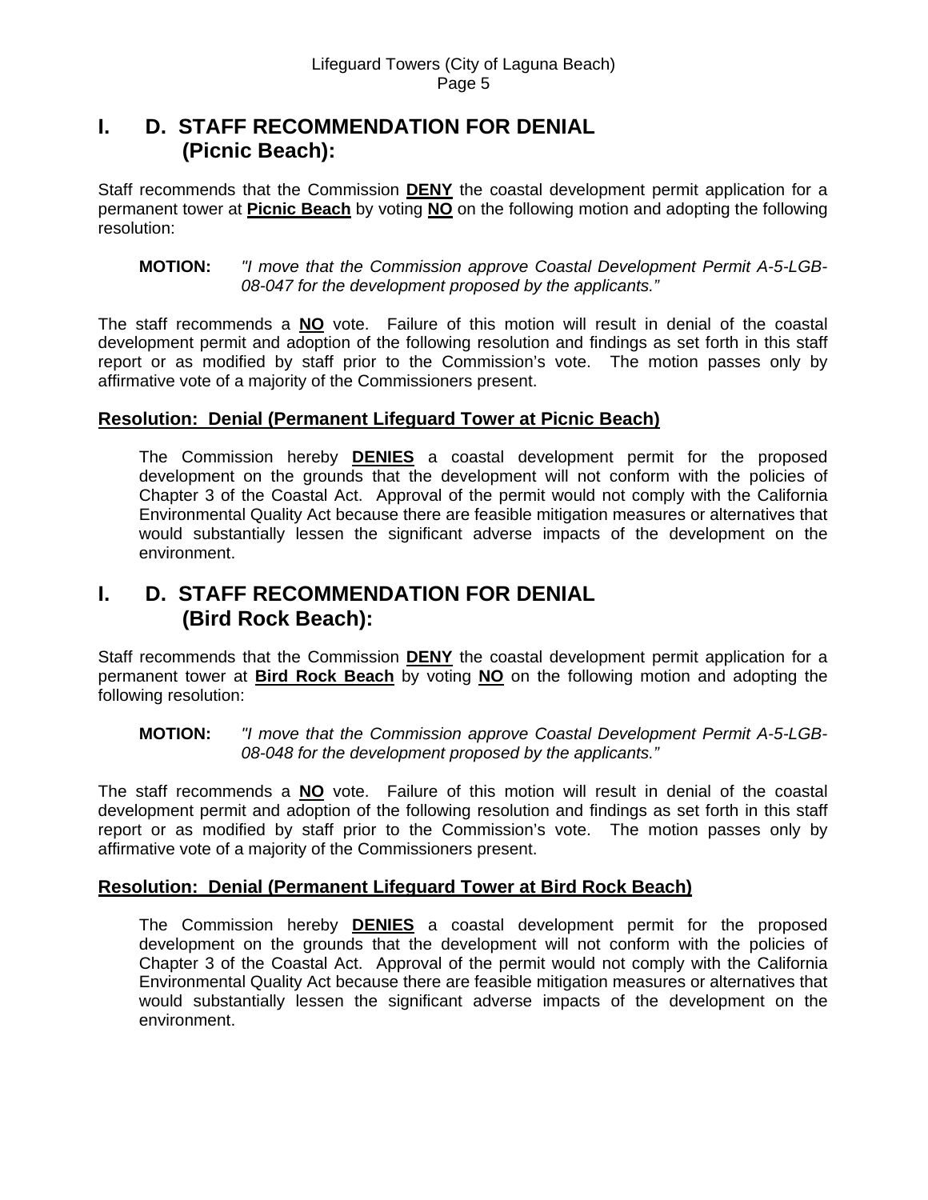## I. D. STAFF RECOMMENDATION FOR DENIAL (Picnic Beach):

Staff recommends that the Commission **DENY** the coastal development permit application for a permanent tower at **Picnic Beach** by voting **NO** on the following motion and adopting the following resolution:

> **MOTION:** *"I move that the Commission approve Coastal Development Permit A-5-LGB-08-047 for the development proposed by the applicants."*

The staff recommends a **NO** vote. Failure of this motion will result in denial of the coastal development permit and adoption of the following resolution and findings as set forth in this staff report or as modified by staff prior to the Commission's vote. The motion passes only by affirmative vote of a majority of the Commissioners present.

### Resolution: Denial (Permanent Lifeguard Tower at Picnic Beach)

> The Commission hereby **DENIES** a coastal development permit for the proposed development on the grounds that the development will not conform with the policies of Chapter 3 of the Coastal Act. Approval of the permit would not comply with the California Environmental Quality Act because there are feasible mitigation measures or alternatives that would substantially lessen the significant adverse impacts of the development on the environment.

## I. D. STAFF RECOMMENDATION FOR DENIAL (Bird Rock Beach):

Staff recommends that the Commission **DENY** the coastal development permit application for a permanent tower at **Bird Rock Beach** by voting **NO** on the following motion and adopting the following resolution:

> **MOTION:** *"I move that the Commission approve Coastal Development Permit A-5-LGB-08-048 for the development proposed by the applicants."*

The staff recommends a **NO** vote. Failure of this motion will result in denial of the coastal development permit and adoption of the following resolution and findings as set forth in this staff report or as modified by staff prior to the Commission's vote. The motion passes only by affirmative vote of a majority of the Commissioners present.

### Resolution: Denial (Permanent Lifeguard Tower at Bird Rock Beach)

> The Commission hereby **DENIES** a coastal development permit for the proposed development on the grounds that the development will not conform with the policies of Chapter 3 of the Coastal Act. Approval of the permit would not comply with the California Environmental Quality Act because there are feasible mitigation measures or alternatives that would substantially lessen the significant adverse impacts of the development on the environment.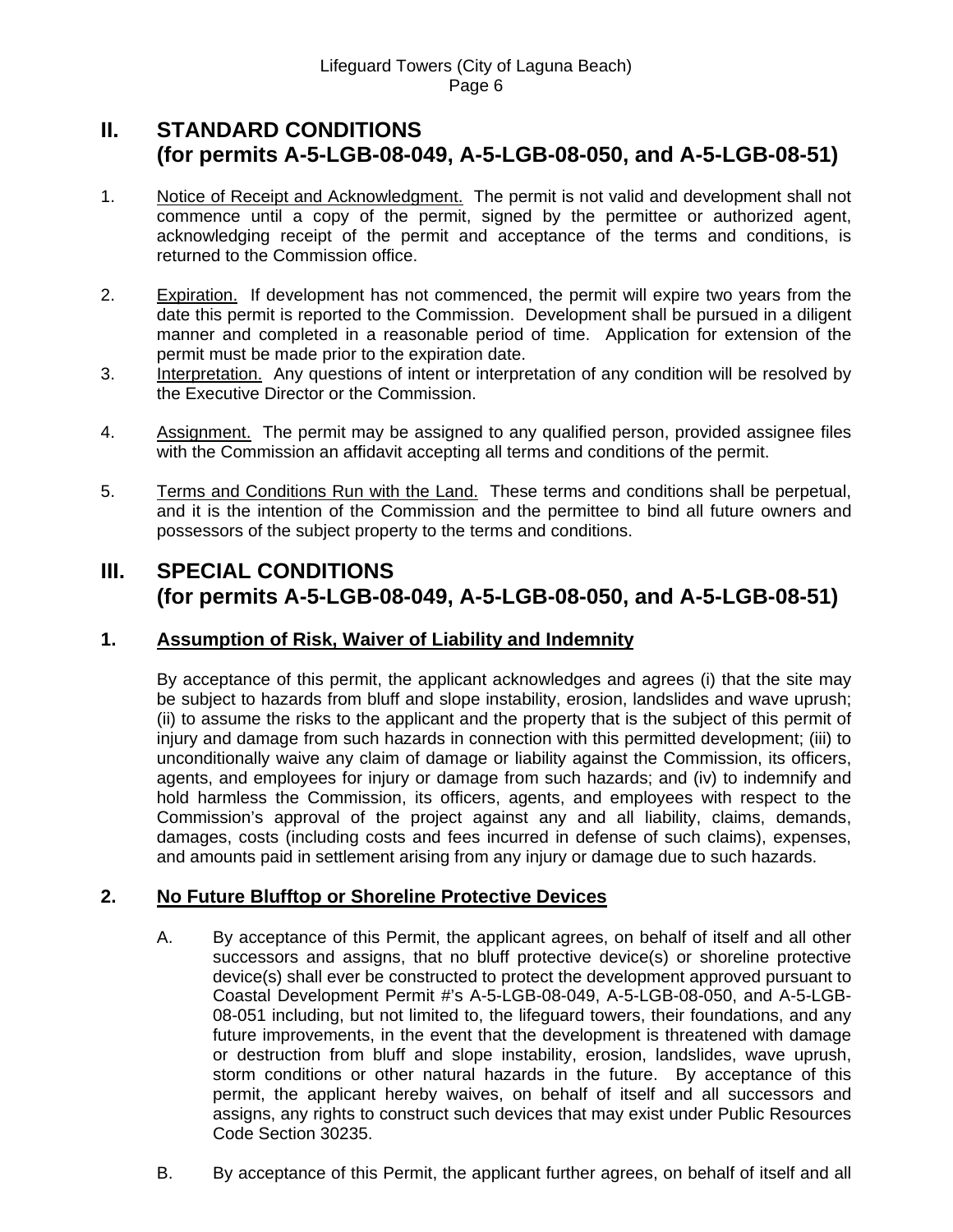## II. STANDARD CONDITIONS (for permits A-5-LGB-08-049, A-5-LGB-08-050, and A-5-LGB-08-51)

1. Notice of Receipt and Acknowledgment. The permit is not valid and development shall not commence until a copy of the permit, signed by the permittee or authorized agent, acknowledging receipt of the permit and acceptance of the terms and conditions, is returned to the Commission office.

2. Expiration. If development has not commenced, the permit will expire two years from the date this permit is reported to the Commission. Development shall be pursued in a diligent manner and completed in a reasonable period of time. Application for extension of the permit must be made prior to the expiration date.

3. Interpretation. Any questions of intent or interpretation of any condition will be resolved by the Executive Director or the Commission.

4. Assignment. The permit may be assigned to any qualified person, provided assignee files with the Commission an affidavit accepting all terms and conditions of the permit.

5. Terms and Conditions Run with the Land. These terms and conditions shall be perpetual, and it is the intention of the Commission and the permittee to bind all future owners and possessors of the subject property to the terms and conditions.

## III. SPECIAL CONDITIONS (for permits A-5-LGB-08-049, A-5-LGB-08-050, and A-5-LGB-08-51)

### 1. Assumption of Risk, Waiver of Liability and Indemnity

By acceptance of this permit, the applicant acknowledges and agrees (i) that the site may be subject to hazards from bluff and slope instability, erosion, landslides and wave uprush; (ii) to assume the risks to the applicant and the property that is the subject of this permit of injury and damage from such hazards in connection with this permitted development; (iii) to unconditionally waive any claim of damage or liability against the Commission, its officers, agents, and employees for injury or damage from such hazards; and (iv) to indemnify and hold harmless the Commission, its officers, agents, and employees with respect to the Commission's approval of the project against any and all liability, claims, demands, damages, costs (including costs and fees incurred in defense of such claims), expenses, and amounts paid in settlement arising from any injury or damage due to such hazards.

### 2. No Future Blufftop or Shoreline Protective Devices

A. By acceptance of this Permit, the applicant agrees, on behalf of itself and all other successors and assigns, that no bluff protective device(s) or shoreline protective device(s) shall ever be constructed to protect the development approved pursuant to Coastal Development Permit #'s A-5-LGB-08-049, A-5-LGB-08-050, and A-5-LGB-08-051 including, but not limited to, the lifeguard towers, their foundations, and any future improvements, in the event that the development is threatened with damage or destruction from bluff and slope instability, erosion, landslides, wave uprush, storm conditions or other natural hazards in the future. By acceptance of this permit, the applicant hereby waives, on behalf of itself and all successors and assigns, any rights to construct such devices that may exist under Public Resources Code Section 30235.

B. By acceptance of this Permit, the applicant further agrees, on behalf of itself and all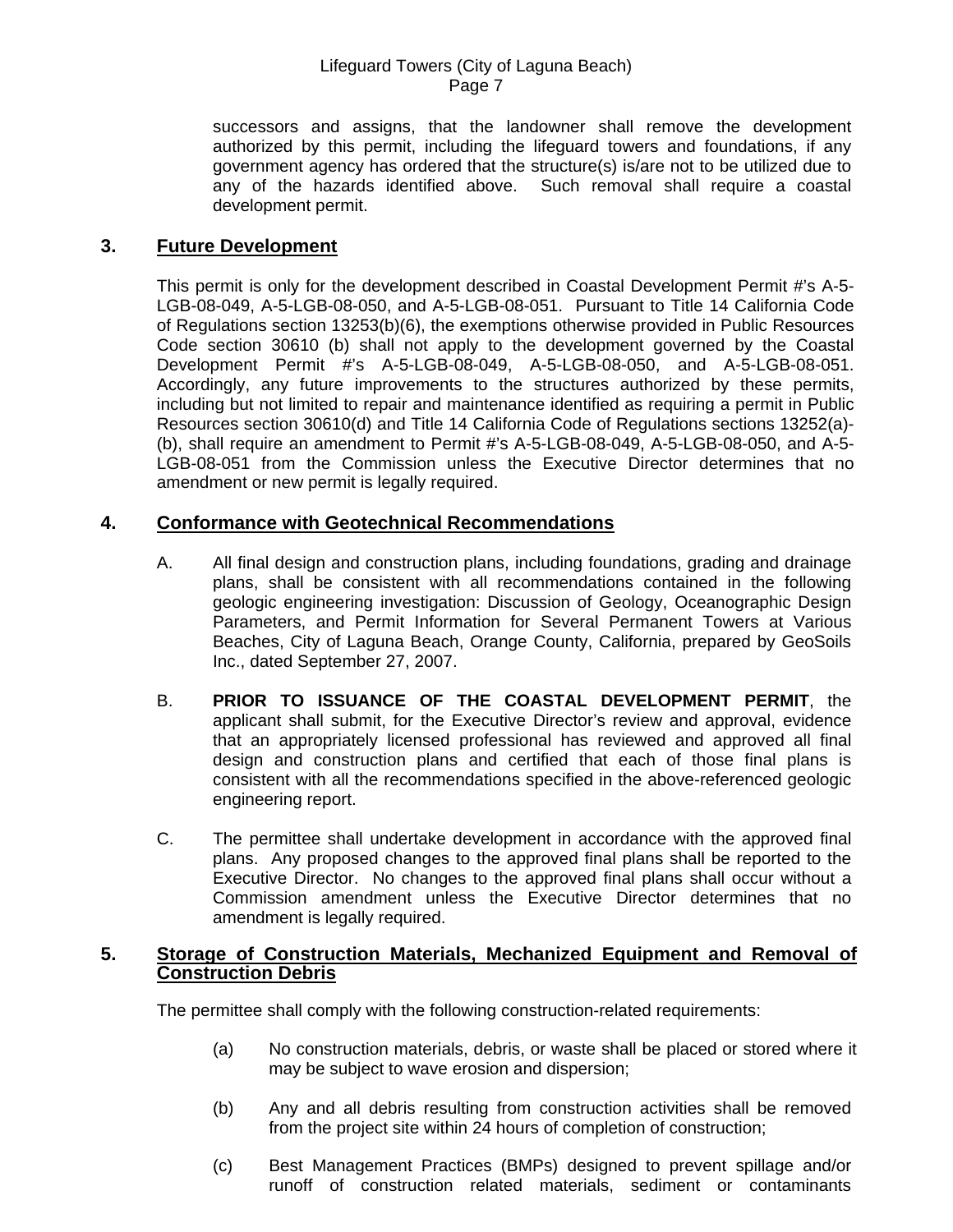successors and assigns, that the landowner shall remove the development authorized by this permit, including the lifeguard towers and foundations, if any government agency has ordered that the structure(s) is/are not to be utilized due to any of the hazards identified above. Such removal shall require a coastal development permit.

## 3. Future Development

This permit is only for the development described in Coastal Development Permit #'s A-5-LGB-08-049, A-5-LGB-08-050, and A-5-LGB-08-051. Pursuant to Title 14 California Code of Regulations section 13253(b)(6), the exemptions otherwise provided in Public Resources Code section 30610 (b) shall not apply to the development governed by the Coastal Development Permit #'s A-5-LGB-08-049, A-5-LGB-08-050, and A-5-LGB-08-051. Accordingly, any future improvements to the structures authorized by these permits, including but not limited to repair and maintenance identified as requiring a permit in Public Resources section 30610(d) and Title 14 California Code of Regulations sections 13252(a)-(b), shall require an amendment to Permit #'s A-5-LGB-08-049, A-5-LGB-08-050, and A-5-LGB-08-051 from the Commission unless the Executive Director determines that no amendment or new permit is legally required.

## 4. Conformance with Geotechnical Recommendations

A. All final design and construction plans, including foundations, grading and drainage plans, shall be consistent with all recommendations contained in the following geologic engineering investigation: Discussion of Geology, Oceanographic Design Parameters, and Permit Information for Several Permanent Towers at Various Beaches, City of Laguna Beach, Orange County, California, prepared by GeoSoils Inc., dated September 27, 2007.

B. **PRIOR TO ISSUANCE OF THE COASTAL DEVELOPMENT PERMIT**, the applicant shall submit, for the Executive Director's review and approval, evidence that an appropriately licensed professional has reviewed and approved all final design and construction plans and certified that each of those final plans is consistent with all the recommendations specified in the above-referenced geologic engineering report.

C. The permittee shall undertake development in accordance with the approved final plans. Any proposed changes to the approved final plans shall be reported to the Executive Director. No changes to the approved final plans shall occur without a Commission amendment unless the Executive Director determines that no amendment is legally required.

## 5. Storage of Construction Materials, Mechanized Equipment and Removal of Construction Debris

The permittee shall comply with the following construction-related requirements:

(a) No construction materials, debris, or waste shall be placed or stored where it may be subject to wave erosion and dispersion;

(b) Any and all debris resulting from construction activities shall be removed from the project site within 24 hours of completion of construction;

(c) Best Management Practices (BMPs) designed to prevent spillage and/or runoff of construction related materials, sediment or contaminants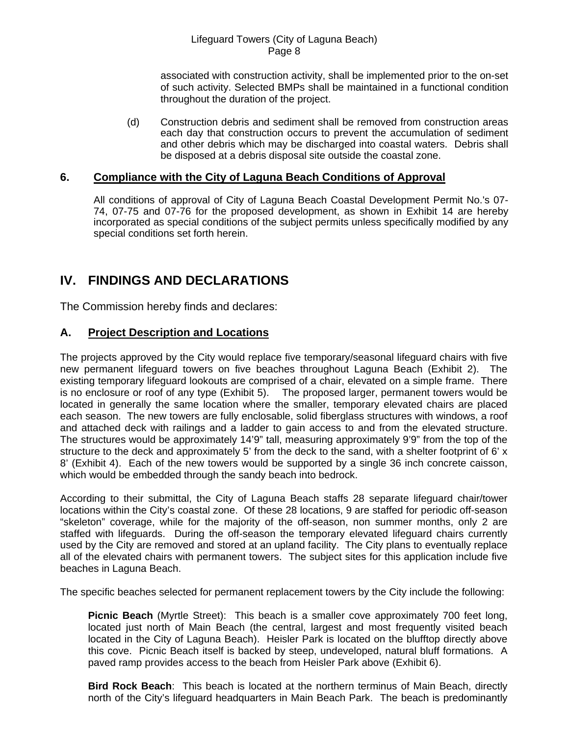associated with construction activity, shall be implemented prior to the on-set of such activity. Selected BMPs shall be maintained in a functional condition throughout the duration of the project.

(d) Construction debris and sediment shall be removed from construction areas each day that construction occurs to prevent the accumulation of sediment and other debris which may be discharged into coastal waters. Debris shall be disposed at a debris disposal site outside the coastal zone.

### 6. Compliance with the City of Laguna Beach Conditions of Approval

All conditions of approval of City of Laguna Beach Coastal Development Permit No.'s 07-74, 07-75 and 07-76 for the proposed development, as shown in Exhibit 14 are hereby incorporated as special conditions of the subject permits unless specifically modified by any special conditions set forth herein.

## IV. FINDINGS AND DECLARATIONS

The Commission hereby finds and declares:

### A. Project Description and Locations

The projects approved by the City would replace five temporary/seasonal lifeguard chairs with five new permanent lifeguard towers on five beaches throughout Laguna Beach (Exhibit 2). The existing temporary lifeguard lookouts are comprised of a chair, elevated on a simple frame. There is no enclosure or roof of any type (Exhibit 5). The proposed larger, permanent towers would be located in generally the same location where the smaller, temporary elevated chairs are placed each season. The new towers are fully enclosable, solid fiberglass structures with windows, a roof and attached deck with railings and a ladder to gain access to and from the elevated structure. The structures would be approximately 14'9" tall, measuring approximately 9'9" from the top of the structure to the deck and approximately 5' from the deck to the sand, with a shelter footprint of 6' x 8' (Exhibit 4). Each of the new towers would be supported by a single 36 inch concrete caisson, which would be embedded through the sandy beach into bedrock.

According to their submittal, the City of Laguna Beach staffs 28 separate lifeguard chair/tower locations within the City's coastal zone. Of these 28 locations, 9 are staffed for periodic off-season "skeleton" coverage, while for the majority of the off-season, non summer months, only 2 are staffed with lifeguards. During the off-season the temporary elevated lifeguard chairs currently used by the City are removed and stored at an upland facility. The City plans to eventually replace all of the elevated chairs with permanent towers. The subject sites for this application include five beaches in Laguna Beach.

The specific beaches selected for permanent replacement towers by the City include the following:

**Picnic Beach** (Myrtle Street): This beach is a smaller cove approximately 700 feet long, located just north of Main Beach (the central, largest and most frequently visited beach located in the City of Laguna Beach). Heisler Park is located on the blufftop directly above this cove. Picnic Beach itself is backed by steep, undeveloped, natural bluff formations. A paved ramp provides access to the beach from Heisler Park above (Exhibit 6).

**Bird Rock Beach**: This beach is located at the northern terminus of Main Beach, directly north of the City's lifeguard headquarters in Main Beach Park. The beach is predominantly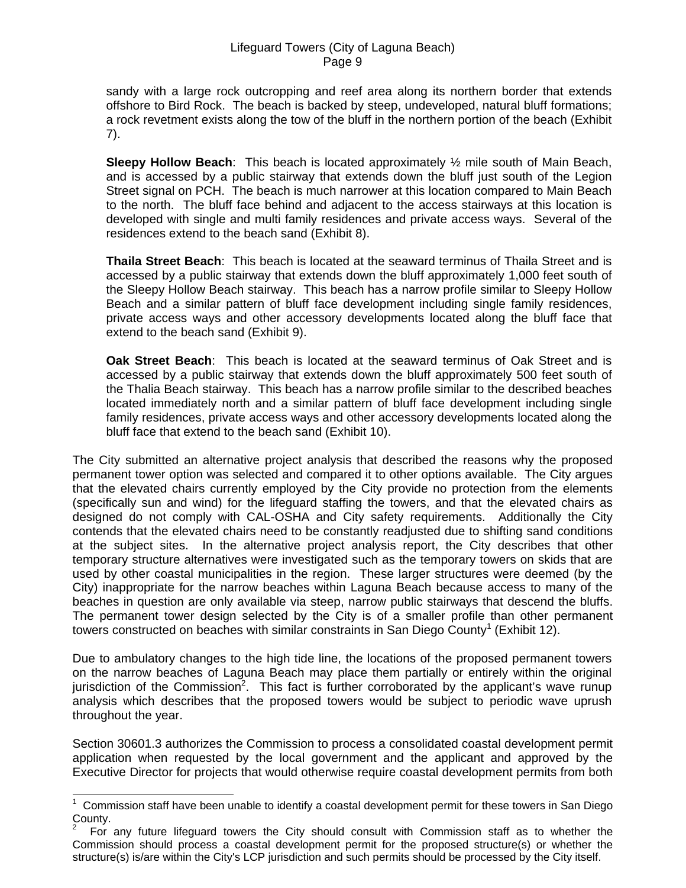sandy with a large rock outcropping and reef area along its northern border that extends offshore to Bird Rock. The beach is backed by steep, undeveloped, natural bluff formations; a rock revetment exists along the tow of the bluff in the northern portion of the beach (Exhibit 7).

**Sleepy Hollow Beach**: This beach is located approximately ½ mile south of Main Beach, and is accessed by a public stairway that extends down the bluff just south of the Legion Street signal on PCH. The beach is much narrower at this location compared to Main Beach to the north. The bluff face behind and adjacent to the access stairways at this location is developed with single and multi family residences and private access ways. Several of the residences extend to the beach sand (Exhibit 8).

**Thaila Street Beach**: This beach is located at the seaward terminus of Thaila Street and is accessed by a public stairway that extends down the bluff approximately 1,000 feet south of the Sleepy Hollow Beach stairway. This beach has a narrow profile similar to Sleepy Hollow Beach and a similar pattern of bluff face development including single family residences, private access ways and other accessory developments located along the bluff face that extend to the beach sand (Exhibit 9).

**Oak Street Beach**: This beach is located at the seaward terminus of Oak Street and is accessed by a public stairway that extends down the bluff approximately 500 feet south of the Thalia Beach stairway. This beach has a narrow profile similar to the described beaches located immediately north and a similar pattern of bluff face development including single family residences, private access ways and other accessory developments located along the bluff face that extend to the beach sand (Exhibit 10).

The City submitted an alternative project analysis that described the reasons why the proposed permanent tower option was selected and compared it to other options available. The City argues that the elevated chairs currently employed by the City provide no protection from the elements (specifically sun and wind) for the lifeguard staffing the towers, and that the elevated chairs as designed do not comply with CAL-OSHA and City safety requirements. Additionally the City contends that the elevated chairs need to be constantly readjusted due to shifting sand conditions at the subject sites. In the alternative project analysis report, the City describes that other temporary structure alternatives were investigated such as the temporary towers on skids that are used by other coastal municipalities in the region. These larger structures were deemed (by the City) inappropriate for the narrow beaches within Laguna Beach because access to many of the beaches in question are only available via steep, narrow public stairways that descend the bluffs. The permanent tower design selected by the City is of a smaller profile than other permanent towers constructed on beaches with similar constraints in San Diego County[1] (Exhibit 12).

Due to ambulatory changes to the high tide line, the locations of the proposed permanent towers on the narrow beaches of Laguna Beach may place them partially or entirely within the original jurisdiction of the Commission[2]. This fact is further corroborated by the applicant's wave runup analysis which describes that the proposed towers would be subject to periodic wave uprush throughout the year.

Section 30601.3 authorizes the Commission to process a consolidated coastal development permit application when requested by the local government and the applicant and approved by the Executive Director for projects that would otherwise require coastal development permits from both

---

[1] Commission staff have been unable to identify a coastal development permit for these towers in San Diego County.

[2] For any future lifeguard towers the City should consult with Commission staff as to whether the Commission should process a coastal development permit for the proposed structure(s) or whether the structure(s) is/are within the City's LCP jurisdiction and such permits should be processed by the City itself.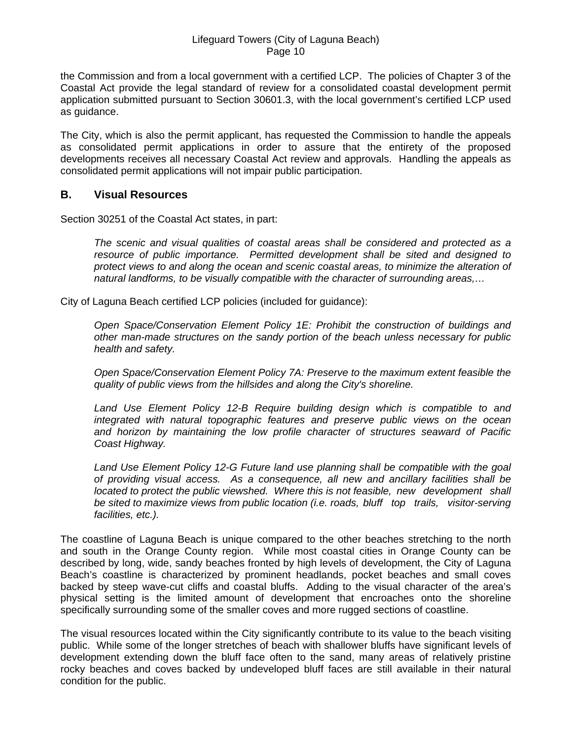the Commission and from a local government with a certified LCP. The policies of Chapter 3 of the Coastal Act provide the legal standard of review for a consolidated coastal development permit application submitted pursuant to Section 30601.3, with the local government's certified LCP used as guidance.

The City, which is also the permit applicant, has requested the Commission to handle the appeals as consolidated permit applications in order to assure that the entirety of the proposed developments receives all necessary Coastal Act review and approvals. Handling the appeals as consolidated permit applications will not impair public participation.

## B. Visual Resources

Section 30251 of the Coastal Act states, in part:

> *The scenic and visual qualities of coastal areas shall be considered and protected as a resource of public importance. Permitted development shall be sited and designed to protect views to and along the ocean and scenic coastal areas, to minimize the alteration of natural landforms, to be visually compatible with the character of surrounding areas,…*

City of Laguna Beach certified LCP policies (included for guidance):

> *Open Space/Conservation Element Policy 1E: Prohibit the construction of buildings and other man-made structures on the sandy portion of the beach unless necessary for public health and safety.*
>
> *Open Space/Conservation Element Policy 7A: Preserve to the maximum extent feasible the quality of public views from the hillsides and along the City's shoreline.*
>
> *Land Use Element Policy 12-B Require building design which is compatible to and integrated with natural topographic features and preserve public views on the ocean and horizon by maintaining the low profile character of structures seaward of Pacific Coast Highway.*
>
> *Land Use Element Policy 12-G Future land use planning shall be compatible with the goal of providing visual access. As a consequence, all new and ancillary facilities shall be located to protect the public viewshed. Where this is not feasible, new development shall be sited to maximize views from public location (i.e. roads, bluff top trails, visitor-serving facilities, etc.).*

The coastline of Laguna Beach is unique compared to the other beaches stretching to the north and south in the Orange County region. While most coastal cities in Orange County can be described by long, wide, sandy beaches fronted by high levels of development, the City of Laguna Beach's coastline is characterized by prominent headlands, pocket beaches and small coves backed by steep wave-cut cliffs and coastal bluffs. Adding to the visual character of the area's physical setting is the limited amount of development that encroaches onto the shoreline specifically surrounding some of the smaller coves and more rugged sections of coastline.

The visual resources located within the City significantly contribute to its value to the beach visiting public. While some of the longer stretches of beach with shallower bluffs have significant levels of development extending down the bluff face often to the sand, many areas of relatively pristine rocky beaches and coves backed by undeveloped bluff faces are still available in their natural condition for the public.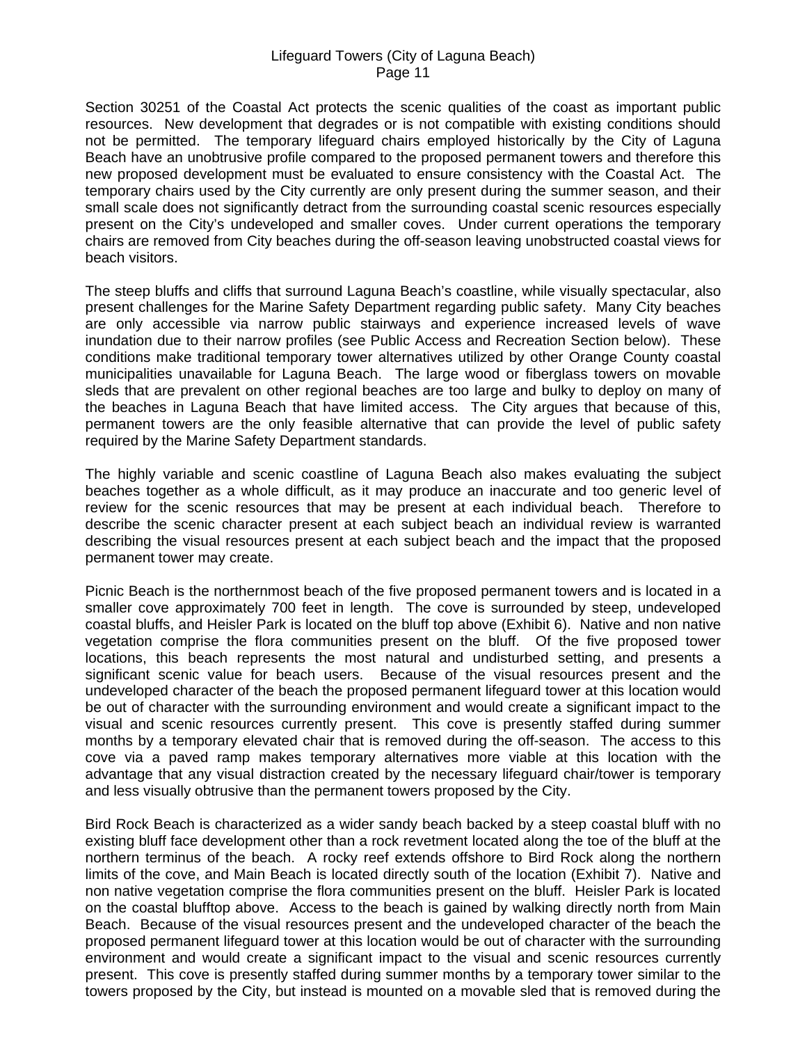Section 30251 of the Coastal Act protects the scenic qualities of the coast as important public resources. New development that degrades or is not compatible with existing conditions should not be permitted. The temporary lifeguard chairs employed historically by the City of Laguna Beach have an unobtrusive profile compared to the proposed permanent towers and therefore this new proposed development must be evaluated to ensure consistency with the Coastal Act. The temporary chairs used by the City currently are only present during the summer season, and their small scale does not significantly detract from the surrounding coastal scenic resources especially present on the City's undeveloped and smaller coves. Under current operations the temporary chairs are removed from City beaches during the off-season leaving unobstructed coastal views for beach visitors.

The steep bluffs and cliffs that surround Laguna Beach's coastline, while visually spectacular, also present challenges for the Marine Safety Department regarding public safety. Many City beaches are only accessible via narrow public stairways and experience increased levels of wave inundation due to their narrow profiles (see Public Access and Recreation Section below). These conditions make traditional temporary tower alternatives utilized by other Orange County coastal municipalities unavailable for Laguna Beach. The large wood or fiberglass towers on movable sleds that are prevalent on other regional beaches are too large and bulky to deploy on many of the beaches in Laguna Beach that have limited access. The City argues that because of this, permanent towers are the only feasible alternative that can provide the level of public safety required by the Marine Safety Department standards.

The highly variable and scenic coastline of Laguna Beach also makes evaluating the subject beaches together as a whole difficult, as it may produce an inaccurate and too generic level of review for the scenic resources that may be present at each individual beach. Therefore to describe the scenic character present at each subject beach an individual review is warranted describing the visual resources present at each subject beach and the impact that the proposed permanent tower may create.

Picnic Beach is the northernmost beach of the five proposed permanent towers and is located in a smaller cove approximately 700 feet in length. The cove is surrounded by steep, undeveloped coastal bluffs, and Heisler Park is located on the bluff top above (Exhibit 6). Native and non native vegetation comprise the flora communities present on the bluff. Of the five proposed tower locations, this beach represents the most natural and undisturbed setting, and presents a significant scenic value for beach users. Because of the visual resources present and the undeveloped character of the beach the proposed permanent lifeguard tower at this location would be out of character with the surrounding environment and would create a significant impact to the visual and scenic resources currently present. This cove is presently staffed during summer months by a temporary elevated chair that is removed during the off-season. The access to this cove via a paved ramp makes temporary alternatives more viable at this location with the advantage that any visual distraction created by the necessary lifeguard chair/tower is temporary and less visually obtrusive than the permanent towers proposed by the City.

Bird Rock Beach is characterized as a wider sandy beach backed by a steep coastal bluff with no existing bluff face development other than a rock revetment located along the toe of the bluff at the northern terminus of the beach. A rocky reef extends offshore to Bird Rock along the northern limits of the cove, and Main Beach is located directly south of the location (Exhibit 7). Native and non native vegetation comprise the flora communities present on the bluff. Heisler Park is located on the coastal blufftop above. Access to the beach is gained by walking directly north from Main Beach. Because of the visual resources present and the undeveloped character of the beach the proposed permanent lifeguard tower at this location would be out of character with the surrounding environment and would create a significant impact to the visual and scenic resources currently present. This cove is presently staffed during summer months by a temporary tower similar to the towers proposed by the City, but instead is mounted on a movable sled that is removed during the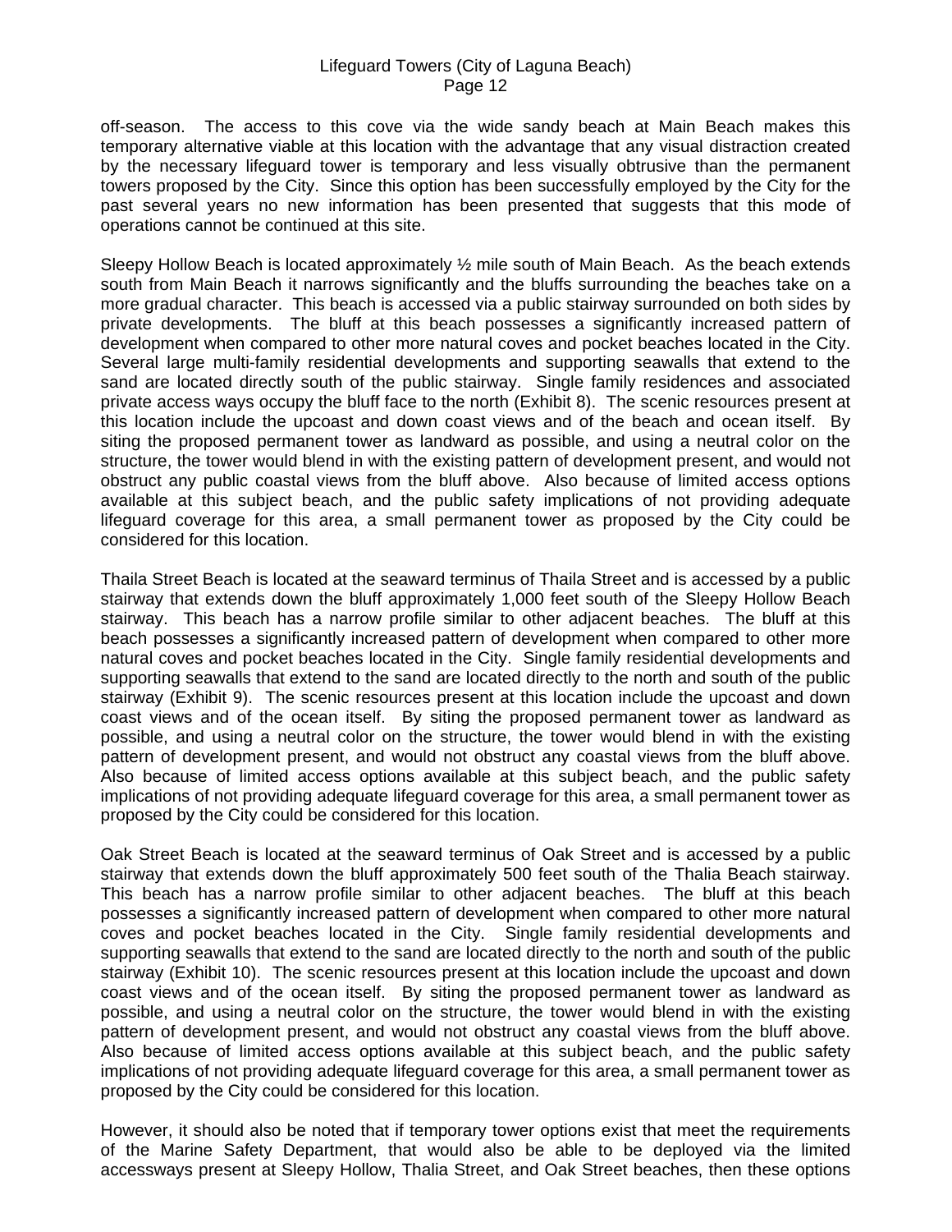off-season. The access to this cove via the wide sandy beach at Main Beach makes this temporary alternative viable at this location with the advantage that any visual distraction created by the necessary lifeguard tower is temporary and less visually obtrusive than the permanent towers proposed by the City. Since this option has been successfully employed by the City for the past several years no new information has been presented that suggests that this mode of operations cannot be continued at this site.

Sleepy Hollow Beach is located approximately ½ mile south of Main Beach. As the beach extends south from Main Beach it narrows significantly and the bluffs surrounding the beaches take on a more gradual character. This beach is accessed via a public stairway surrounded on both sides by private developments. The bluff at this beach possesses a significantly increased pattern of development when compared to other more natural coves and pocket beaches located in the City. Several large multi-family residential developments and supporting seawalls that extend to the sand are located directly south of the public stairway. Single family residences and associated private access ways occupy the bluff face to the north (Exhibit 8). The scenic resources present at this location include the upcoast and down coast views and of the beach and ocean itself. By siting the proposed permanent tower as landward as possible, and using a neutral color on the structure, the tower would blend in with the existing pattern of development present, and would not obstruct any public coastal views from the bluff above. Also because of limited access options available at this subject beach, and the public safety implications of not providing adequate lifeguard coverage for this area, a small permanent tower as proposed by the City could be considered for this location.

Thaila Street Beach is located at the seaward terminus of Thaila Street and is accessed by a public stairway that extends down the bluff approximately 1,000 feet south of the Sleepy Hollow Beach stairway. This beach has a narrow profile similar to other adjacent beaches. The bluff at this beach possesses a significantly increased pattern of development when compared to other more natural coves and pocket beaches located in the City. Single family residential developments and supporting seawalls that extend to the sand are located directly to the north and south of the public stairway (Exhibit 9). The scenic resources present at this location include the upcoast and down coast views and of the ocean itself. By siting the proposed permanent tower as landward as possible, and using a neutral color on the structure, the tower would blend in with the existing pattern of development present, and would not obstruct any coastal views from the bluff above. Also because of limited access options available at this subject beach, and the public safety implications of not providing adequate lifeguard coverage for this area, a small permanent tower as proposed by the City could be considered for this location.

Oak Street Beach is located at the seaward terminus of Oak Street and is accessed by a public stairway that extends down the bluff approximately 500 feet south of the Thalia Beach stairway. This beach has a narrow profile similar to other adjacent beaches. The bluff at this beach possesses a significantly increased pattern of development when compared to other more natural coves and pocket beaches located in the City. Single family residential developments and supporting seawalls that extend to the sand are located directly to the north and south of the public stairway (Exhibit 10). The scenic resources present at this location include the upcoast and down coast views and of the ocean itself. By siting the proposed permanent tower as landward as possible, and using a neutral color on the structure, the tower would blend in with the existing pattern of development present, and would not obstruct any coastal views from the bluff above. Also because of limited access options available at this subject beach, and the public safety implications of not providing adequate lifeguard coverage for this area, a small permanent tower as proposed by the City could be considered for this location.

However, it should also be noted that if temporary tower options exist that meet the requirements of the Marine Safety Department, that would also be able to be deployed via the limited accessways present at Sleepy Hollow, Thalia Street, and Oak Street beaches, then these options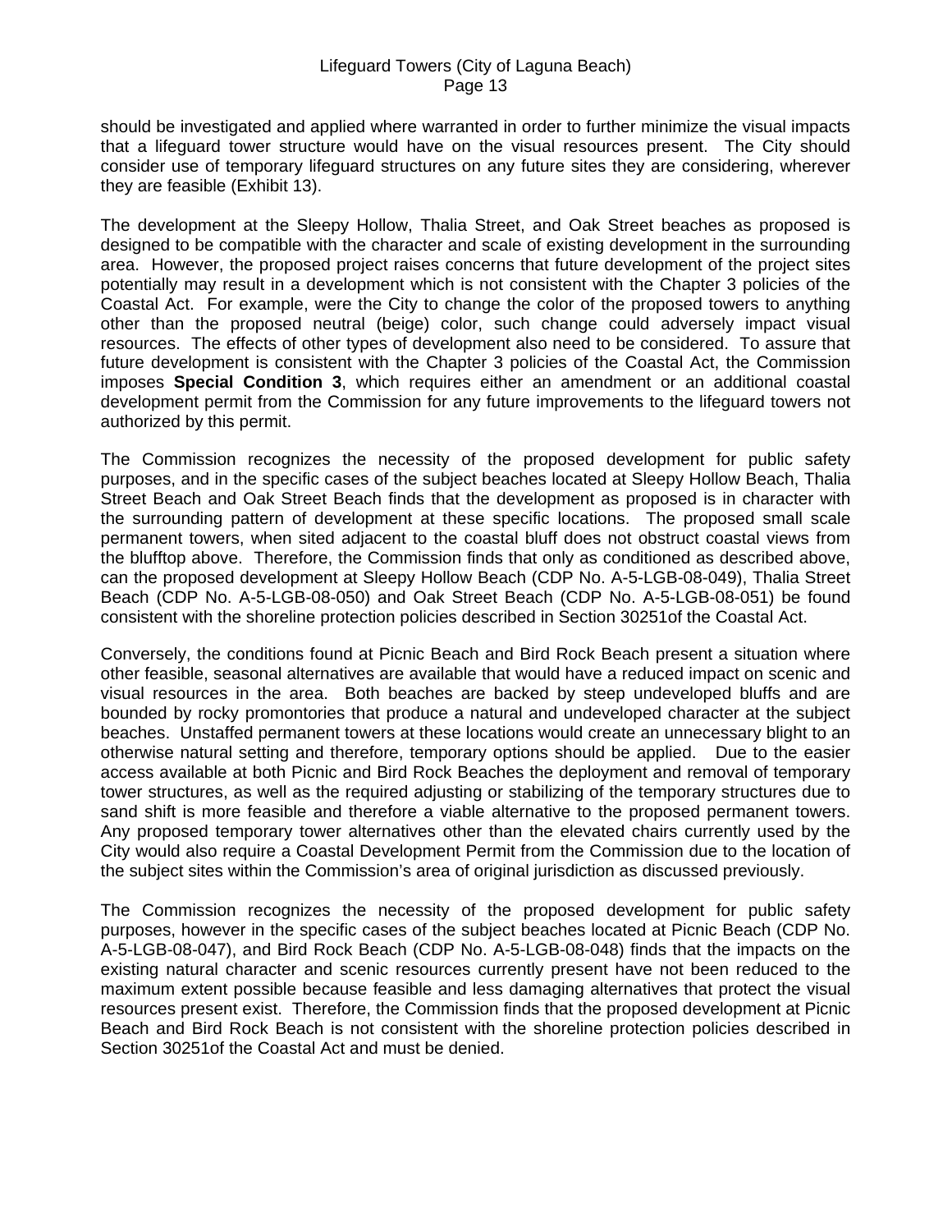should be investigated and applied where warranted in order to further minimize the visual impacts that a lifeguard tower structure would have on the visual resources present. The City should consider use of temporary lifeguard structures on any future sites they are considering, wherever they are feasible (Exhibit 13).

The development at the Sleepy Hollow, Thalia Street, and Oak Street beaches as proposed is designed to be compatible with the character and scale of existing development in the surrounding area. However, the proposed project raises concerns that future development of the project sites potentially may result in a development which is not consistent with the Chapter 3 policies of the Coastal Act. For example, were the City to change the color of the proposed towers to anything other than the proposed neutral (beige) color, such change could adversely impact visual resources. The effects of other types of development also need to be considered. To assure that future development is consistent with the Chapter 3 policies of the Coastal Act, the Commission imposes **Special Condition 3**, which requires either an amendment or an additional coastal development permit from the Commission for any future improvements to the lifeguard towers not authorized by this permit.

The Commission recognizes the necessity of the proposed development for public safety purposes, and in the specific cases of the subject beaches located at Sleepy Hollow Beach, Thalia Street Beach and Oak Street Beach finds that the development as proposed is in character with the surrounding pattern of development at these specific locations. The proposed small scale permanent towers, when sited adjacent to the coastal bluff does not obstruct coastal views from the blufftop above. Therefore, the Commission finds that only as conditioned as described above, can the proposed development at Sleepy Hollow Beach (CDP No. A-5-LGB-08-049), Thalia Street Beach (CDP No. A-5-LGB-08-050) and Oak Street Beach (CDP No. A-5-LGB-08-051) be found consistent with the shoreline protection policies described in Section 30251of the Coastal Act.

Conversely, the conditions found at Picnic Beach and Bird Rock Beach present a situation where other feasible, seasonal alternatives are available that would have a reduced impact on scenic and visual resources in the area. Both beaches are backed by steep undeveloped bluffs and are bounded by rocky promontories that produce a natural and undeveloped character at the subject beaches. Unstaffed permanent towers at these locations would create an unnecessary blight to an otherwise natural setting and therefore, temporary options should be applied. Due to the easier access available at both Picnic and Bird Rock Beaches the deployment and removal of temporary tower structures, as well as the required adjusting or stabilizing of the temporary structures due to sand shift is more feasible and therefore a viable alternative to the proposed permanent towers. Any proposed temporary tower alternatives other than the elevated chairs currently used by the City would also require a Coastal Development Permit from the Commission due to the location of the subject sites within the Commission's area of original jurisdiction as discussed previously.

The Commission recognizes the necessity of the proposed development for public safety purposes, however in the specific cases of the subject beaches located at Picnic Beach (CDP No. A-5-LGB-08-047), and Bird Rock Beach (CDP No. A-5-LGB-08-048) finds that the impacts on the existing natural character and scenic resources currently present have not been reduced to the maximum extent possible because feasible and less damaging alternatives that protect the visual resources present exist. Therefore, the Commission finds that the proposed development at Picnic Beach and Bird Rock Beach is not consistent with the shoreline protection policies described in Section 30251of the Coastal Act and must be denied.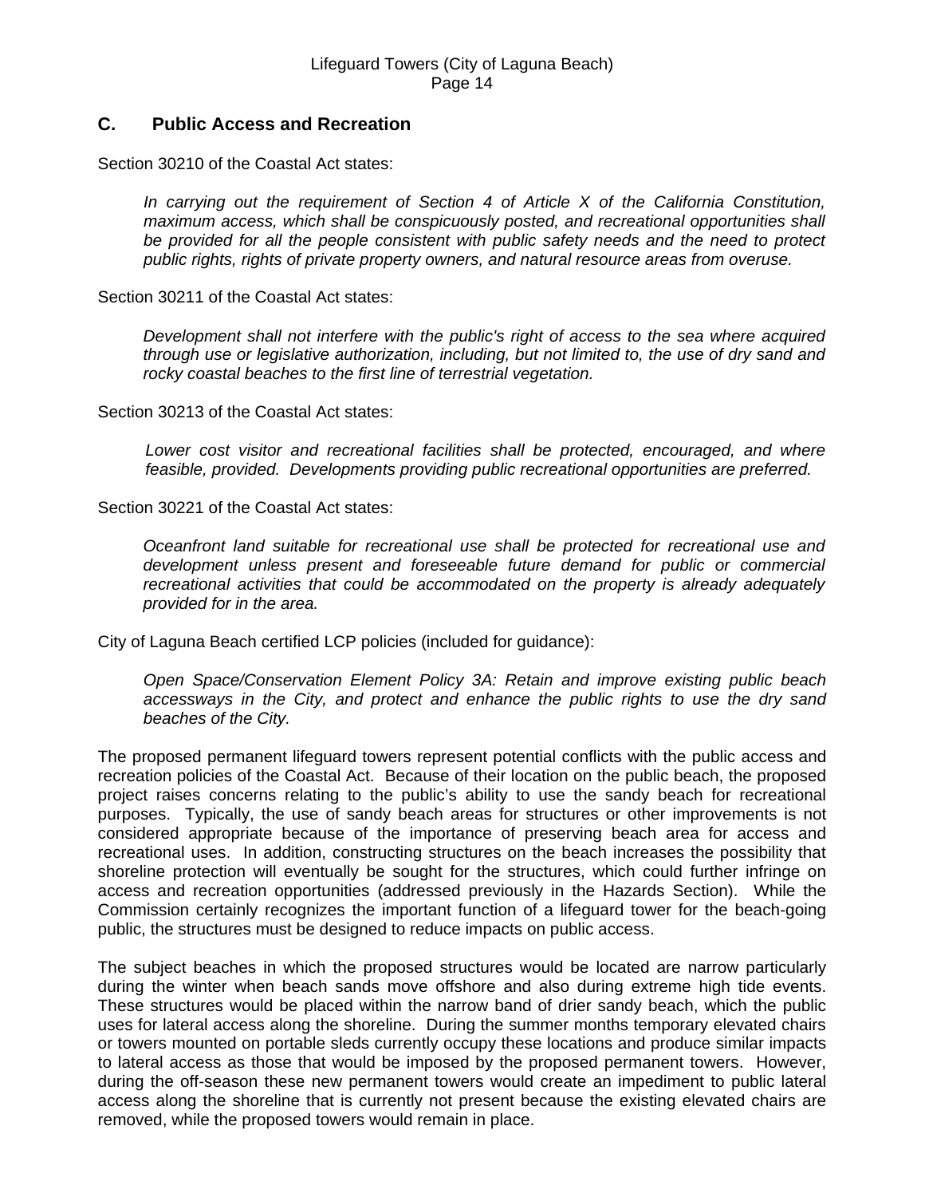## C. Public Access and Recreation

Section 30210 of the Coastal Act states:

> *In carrying out the requirement of Section 4 of Article X of the California Constitution, maximum access, which shall be conspicuously posted, and recreational opportunities shall be provided for all the people consistent with public safety needs and the need to protect public rights, rights of private property owners, and natural resource areas from overuse.*

Section 30211 of the Coastal Act states:

> *Development shall not interfere with the public's right of access to the sea where acquired through use or legislative authorization, including, but not limited to, the use of dry sand and rocky coastal beaches to the first line of terrestrial vegetation.*

Section 30213 of the Coastal Act states:

> *Lower cost visitor and recreational facilities shall be protected, encouraged, and where feasible, provided. Developments providing public recreational opportunities are preferred.*

Section 30221 of the Coastal Act states:

> *Oceanfront land suitable for recreational use shall be protected for recreational use and development unless present and foreseeable future demand for public or commercial recreational activities that could be accommodated on the property is already adequately provided for in the area.*

City of Laguna Beach certified LCP policies (included for guidance):

> *Open Space/Conservation Element Policy 3A: Retain and improve existing public beach accessways in the City, and protect and enhance the public rights to use the dry sand beaches of the City.*

The proposed permanent lifeguard towers represent potential conflicts with the public access and recreation policies of the Coastal Act. Because of their location on the public beach, the proposed project raises concerns relating to the public's ability to use the sandy beach for recreational purposes. Typically, the use of sandy beach areas for structures or other improvements is not considered appropriate because of the importance of preserving beach area for access and recreational uses. In addition, constructing structures on the beach increases the possibility that shoreline protection will eventually be sought for the structures, which could further infringe on access and recreation opportunities (addressed previously in the Hazards Section). While the Commission certainly recognizes the important function of a lifeguard tower for the beach-going public, the structures must be designed to reduce impacts on public access.

The subject beaches in which the proposed structures would be located are narrow particularly during the winter when beach sands move offshore and also during extreme high tide events. These structures would be placed within the narrow band of drier sandy beach, which the public uses for lateral access along the shoreline. During the summer months temporary elevated chairs or towers mounted on portable sleds currently occupy these locations and produce similar impacts to lateral access as those that would be imposed by the proposed permanent towers. However, during the off-season these new permanent towers would create an impediment to public lateral access along the shoreline that is currently not present because the existing elevated chairs are removed, while the proposed towers would remain in place.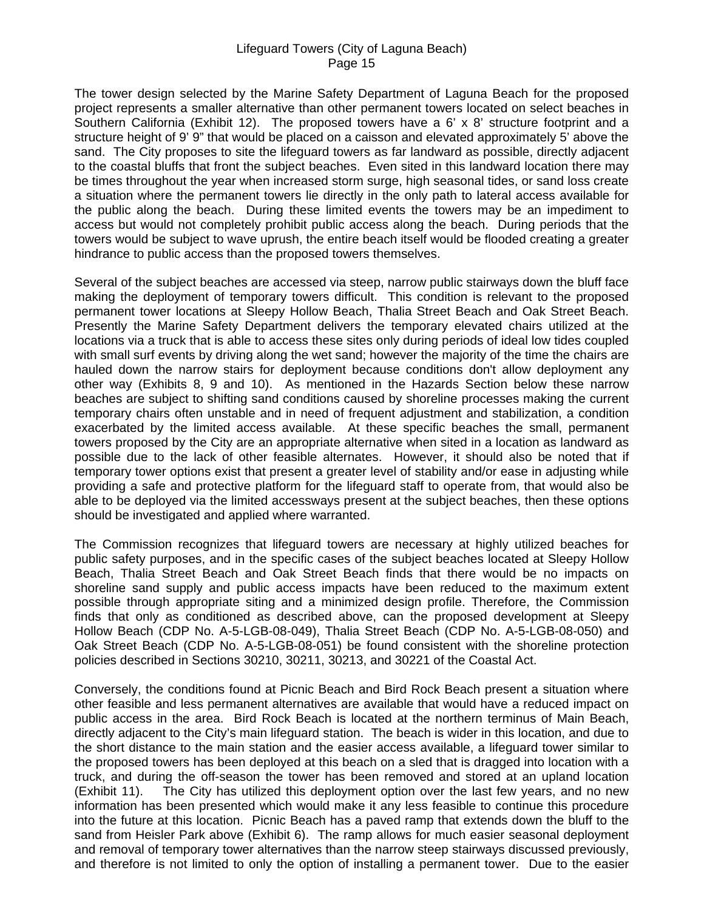The tower design selected by the Marine Safety Department of Laguna Beach for the proposed project represents a smaller alternative than other permanent towers located on select beaches in Southern California (Exhibit 12). The proposed towers have a 6' x 8' structure footprint and a structure height of 9' 9" that would be placed on a caisson and elevated approximately 5' above the sand. The City proposes to site the lifeguard towers as far landward as possible, directly adjacent to the coastal bluffs that front the subject beaches. Even sited in this landward location there may be times throughout the year when increased storm surge, high seasonal tides, or sand loss create a situation where the permanent towers lie directly in the only path to lateral access available for the public along the beach. During these limited events the towers may be an impediment to access but would not completely prohibit public access along the beach. During periods that the towers would be subject to wave uprush, the entire beach itself would be flooded creating a greater hindrance to public access than the proposed towers themselves.

Several of the subject beaches are accessed via steep, narrow public stairways down the bluff face making the deployment of temporary towers difficult. This condition is relevant to the proposed permanent tower locations at Sleepy Hollow Beach, Thalia Street Beach and Oak Street Beach. Presently the Marine Safety Department delivers the temporary elevated chairs utilized at the locations via a truck that is able to access these sites only during periods of ideal low tides coupled with small surf events by driving along the wet sand; however the majority of the time the chairs are hauled down the narrow stairs for deployment because conditions don't allow deployment any other way (Exhibits 8, 9 and 10). As mentioned in the Hazards Section below these narrow beaches are subject to shifting sand conditions caused by shoreline processes making the current temporary chairs often unstable and in need of frequent adjustment and stabilization, a condition exacerbated by the limited access available. At these specific beaches the small, permanent towers proposed by the City are an appropriate alternative when sited in a location as landward as possible due to the lack of other feasible alternates. However, it should also be noted that if temporary tower options exist that present a greater level of stability and/or ease in adjusting while providing a safe and protective platform for the lifeguard staff to operate from, that would also be able to be deployed via the limited accessways present at the subject beaches, then these options should be investigated and applied where warranted.

The Commission recognizes that lifeguard towers are necessary at highly utilized beaches for public safety purposes, and in the specific cases of the subject beaches located at Sleepy Hollow Beach, Thalia Street Beach and Oak Street Beach finds that there would be no impacts on shoreline sand supply and public access impacts have been reduced to the maximum extent possible through appropriate siting and a minimized design profile. Therefore, the Commission finds that only as conditioned as described above, can the proposed development at Sleepy Hollow Beach (CDP No. A-5-LGB-08-049), Thalia Street Beach (CDP No. A-5-LGB-08-050) and Oak Street Beach (CDP No. A-5-LGB-08-051) be found consistent with the shoreline protection policies described in Sections 30210, 30211, 30213, and 30221 of the Coastal Act.

Conversely, the conditions found at Picnic Beach and Bird Rock Beach present a situation where other feasible and less permanent alternatives are available that would have a reduced impact on public access in the area. Bird Rock Beach is located at the northern terminus of Main Beach, directly adjacent to the City's main lifeguard station. The beach is wider in this location, and due to the short distance to the main station and the easier access available, a lifeguard tower similar to the proposed towers has been deployed at this beach on a sled that is dragged into location with a truck, and during the off-season the tower has been removed and stored at an upland location (Exhibit 11). The City has utilized this deployment option over the last few years, and no new information has been presented which would make it any less feasible to continue this procedure into the future at this location. Picnic Beach has a paved ramp that extends down the bluff to the sand from Heisler Park above (Exhibit 6). The ramp allows for much easier seasonal deployment and removal of temporary tower alternatives than the narrow steep stairways discussed previously, and therefore is not limited to only the option of installing a permanent tower. Due to the easier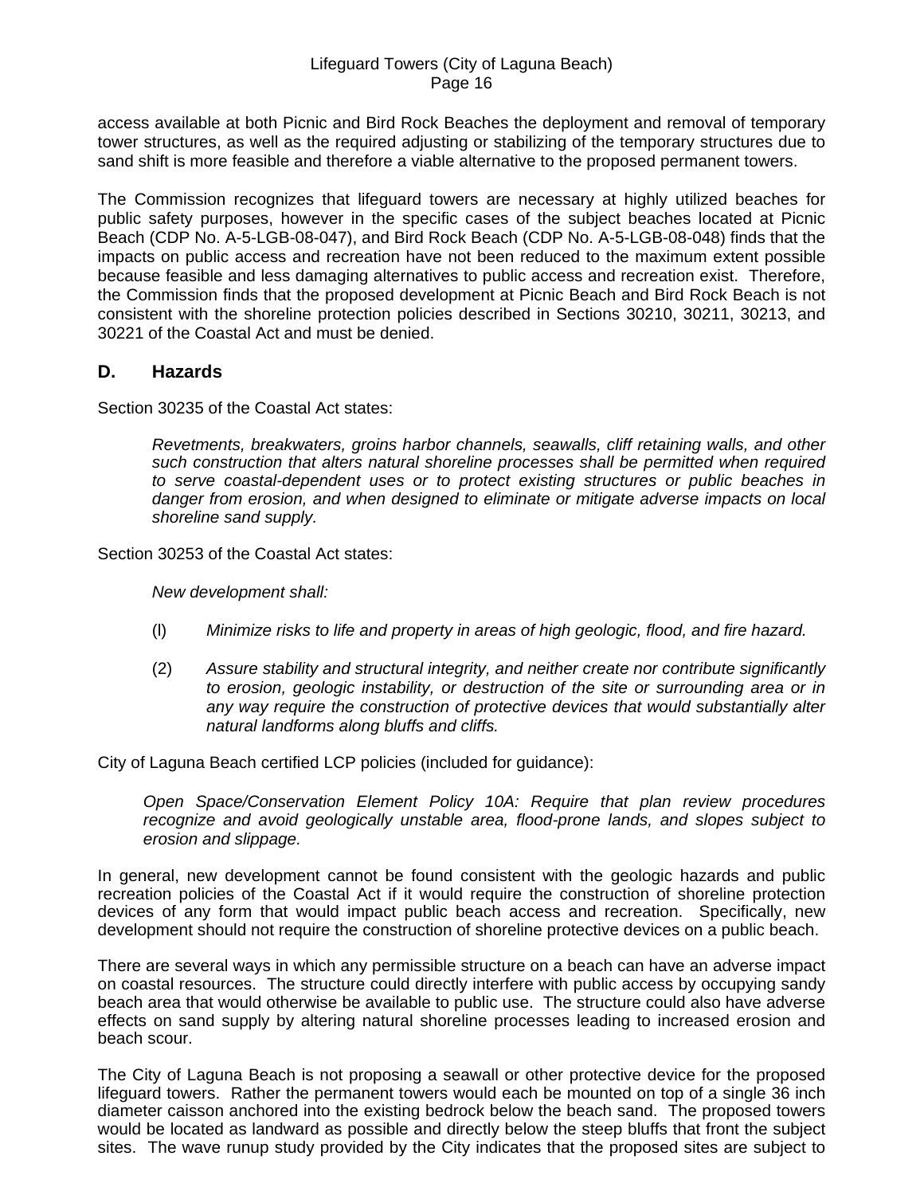access available at both Picnic and Bird Rock Beaches the deployment and removal of temporary tower structures, as well as the required adjusting or stabilizing of the temporary structures due to sand shift is more feasible and therefore a viable alternative to the proposed permanent towers.

The Commission recognizes that lifeguard towers are necessary at highly utilized beaches for public safety purposes, however in the specific cases of the subject beaches located at Picnic Beach (CDP No. A-5-LGB-08-047), and Bird Rock Beach (CDP No. A-5-LGB-08-048) finds that the impacts on public access and recreation have not been reduced to the maximum extent possible because feasible and less damaging alternatives to public access and recreation exist. Therefore, the Commission finds that the proposed development at Picnic Beach and Bird Rock Beach is not consistent with the shoreline protection policies described in Sections 30210, 30211, 30213, and 30221 of the Coastal Act and must be denied.

## D. Hazards

Section 30235 of the Coastal Act states:

> *Revetments, breakwaters, groins harbor channels, seawalls, cliff retaining walls, and other such construction that alters natural shoreline processes shall be permitted when required to serve coastal-dependent uses or to protect existing structures or public beaches in danger from erosion, and when designed to eliminate or mitigate adverse impacts on local shoreline sand supply.*

Section 30253 of the Coastal Act states:

> *New development shall:*
>
> (l) *Minimize risks to life and property in areas of high geologic, flood, and fire hazard.*
>
> (2) *Assure stability and structural integrity, and neither create nor contribute significantly to erosion, geologic instability, or destruction of the site or surrounding area or in any way require the construction of protective devices that would substantially alter natural landforms along bluffs and cliffs.*

City of Laguna Beach certified LCP policies (included for guidance):

> *Open Space/Conservation Element Policy 10A: Require that plan review procedures recognize and avoid geologically unstable area, flood-prone lands, and slopes subject to erosion and slippage.*

In general, new development cannot be found consistent with the geologic hazards and public recreation policies of the Coastal Act if it would require the construction of shoreline protection devices of any form that would impact public beach access and recreation. Specifically, new development should not require the construction of shoreline protective devices on a public beach.

There are several ways in which any permissible structure on a beach can have an adverse impact on coastal resources. The structure could directly interfere with public access by occupying sandy beach area that would otherwise be available to public use. The structure could also have adverse effects on sand supply by altering natural shoreline processes leading to increased erosion and beach scour.

The City of Laguna Beach is not proposing a seawall or other protective device for the proposed lifeguard towers. Rather the permanent towers would each be mounted on top of a single 36 inch diameter caisson anchored into the existing bedrock below the beach sand. The proposed towers would be located as landward as possible and directly below the steep bluffs that front the subject sites. The wave runup study provided by the City indicates that the proposed sites are subject to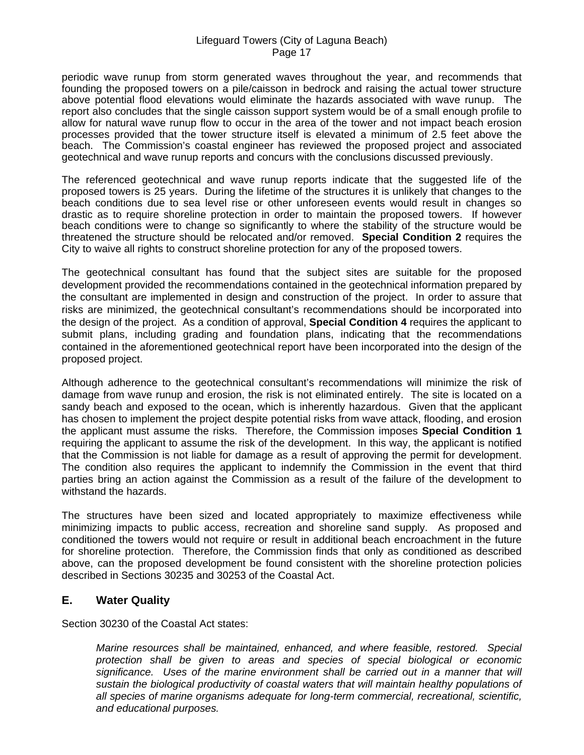periodic wave runup from storm generated waves throughout the year, and recommends that founding the proposed towers on a pile/caisson in bedrock and raising the actual tower structure above potential flood elevations would eliminate the hazards associated with wave runup. The report also concludes that the single caisson support system would be of a small enough profile to allow for natural wave runup flow to occur in the area of the tower and not impact beach erosion processes provided that the tower structure itself is elevated a minimum of 2.5 feet above the beach. The Commission's coastal engineer has reviewed the proposed project and associated geotechnical and wave runup reports and concurs with the conclusions discussed previously.

The referenced geotechnical and wave runup reports indicate that the suggested life of the proposed towers is 25 years. During the lifetime of the structures it is unlikely that changes to the beach conditions due to sea level rise or other unforeseen events would result in changes so drastic as to require shoreline protection in order to maintain the proposed towers. If however beach conditions were to change so significantly to where the stability of the structure would be threatened the structure should be relocated and/or removed. **Special Condition 2** requires the City to waive all rights to construct shoreline protection for any of the proposed towers.

The geotechnical consultant has found that the subject sites are suitable for the proposed development provided the recommendations contained in the geotechnical information prepared by the consultant are implemented in design and construction of the project. In order to assure that risks are minimized, the geotechnical consultant's recommendations should be incorporated into the design of the project. As a condition of approval, **Special Condition 4** requires the applicant to submit plans, including grading and foundation plans, indicating that the recommendations contained in the aforementioned geotechnical report have been incorporated into the design of the proposed project.

Although adherence to the geotechnical consultant's recommendations will minimize the risk of damage from wave runup and erosion, the risk is not eliminated entirely. The site is located on a sandy beach and exposed to the ocean, which is inherently hazardous. Given that the applicant has chosen to implement the project despite potential risks from wave attack, flooding, and erosion the applicant must assume the risks. Therefore, the Commission imposes **Special Condition 1** requiring the applicant to assume the risk of the development. In this way, the applicant is notified that the Commission is not liable for damage as a result of approving the permit for development. The condition also requires the applicant to indemnify the Commission in the event that third parties bring an action against the Commission as a result of the failure of the development to withstand the hazards.

The structures have been sized and located appropriately to maximize effectiveness while minimizing impacts to public access, recreation and shoreline sand supply. As proposed and conditioned the towers would not require or result in additional beach encroachment in the future for shoreline protection. Therefore, the Commission finds that only as conditioned as described above, can the proposed development be found consistent with the shoreline protection policies described in Sections 30235 and 30253 of the Coastal Act.

## E. Water Quality

Section 30230 of the Coastal Act states:

> *Marine resources shall be maintained, enhanced, and where feasible, restored. Special protection shall be given to areas and species of special biological or economic significance. Uses of the marine environment shall be carried out in a manner that will sustain the biological productivity of coastal waters that will maintain healthy populations of all species of marine organisms adequate for long-term commercial, recreational, scientific, and educational purposes.*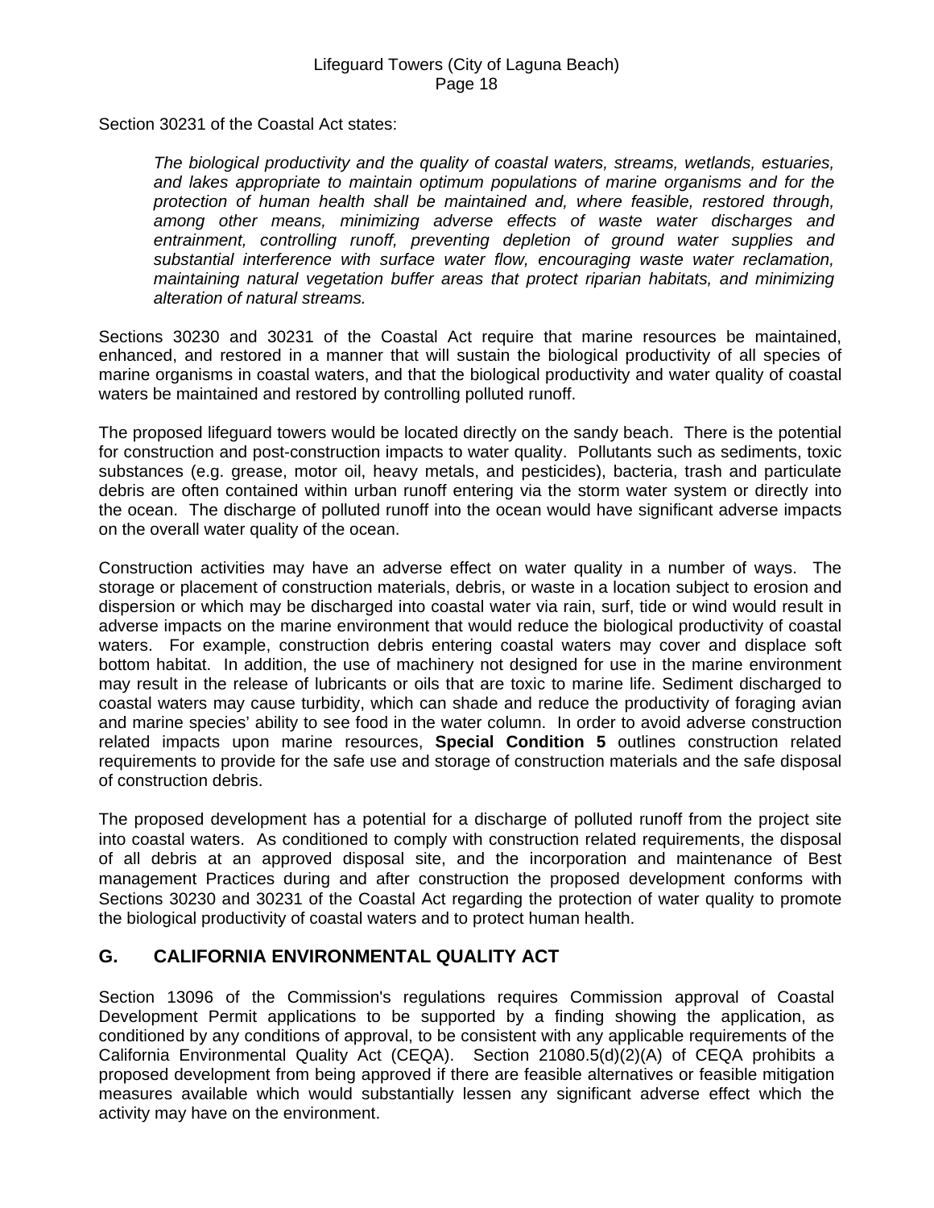Section 30231 of the Coastal Act states:

> *The biological productivity and the quality of coastal waters, streams, wetlands, estuaries, and lakes appropriate to maintain optimum populations of marine organisms and for the protection of human health shall be maintained and, where feasible, restored through, among other means, minimizing adverse effects of waste water discharges and entrainment, controlling runoff, preventing depletion of ground water supplies and substantial interference with surface water flow, encouraging waste water reclamation, maintaining natural vegetation buffer areas that protect riparian habitats, and minimizing alteration of natural streams.*

Sections 30230 and 30231 of the Coastal Act require that marine resources be maintained, enhanced, and restored in a manner that will sustain the biological productivity of all species of marine organisms in coastal waters, and that the biological productivity and water quality of coastal waters be maintained and restored by controlling polluted runoff.

The proposed lifeguard towers would be located directly on the sandy beach. There is the potential for construction and post-construction impacts to water quality. Pollutants such as sediments, toxic substances (e.g. grease, motor oil, heavy metals, and pesticides), bacteria, trash and particulate debris are often contained within urban runoff entering via the storm water system or directly into the ocean. The discharge of polluted runoff into the ocean would have significant adverse impacts on the overall water quality of the ocean.

Construction activities may have an adverse effect on water quality in a number of ways. The storage or placement of construction materials, debris, or waste in a location subject to erosion and dispersion or which may be discharged into coastal water via rain, surf, tide or wind would result in adverse impacts on the marine environment that would reduce the biological productivity of coastal waters. For example, construction debris entering coastal waters may cover and displace soft bottom habitat. In addition, the use of machinery not designed for use in the marine environment may result in the release of lubricants or oils that are toxic to marine life. Sediment discharged to coastal waters may cause turbidity, which can shade and reduce the productivity of foraging avian and marine species' ability to see food in the water column. In order to avoid adverse construction related impacts upon marine resources, **Special Condition 5** outlines construction related requirements to provide for the safe use and storage of construction materials and the safe disposal of construction debris.

The proposed development has a potential for a discharge of polluted runoff from the project site into coastal waters. As conditioned to comply with construction related requirements, the disposal of all debris at an approved disposal site, and the incorporation and maintenance of Best management Practices during and after construction the proposed development conforms with Sections 30230 and 30231 of the Coastal Act regarding the protection of water quality to promote the biological productivity of coastal waters and to protect human health.

## G. CALIFORNIA ENVIRONMENTAL QUALITY ACT

Section 13096 of the Commission's regulations requires Commission approval of Coastal Development Permit applications to be supported by a finding showing the application, as conditioned by any conditions of approval, to be consistent with any applicable requirements of the California Environmental Quality Act (CEQA). Section 21080.5(d)(2)(A) of CEQA prohibits a proposed development from being approved if there are feasible alternatives or feasible mitigation measures available which would substantially lessen any significant adverse effect which the activity may have on the environment.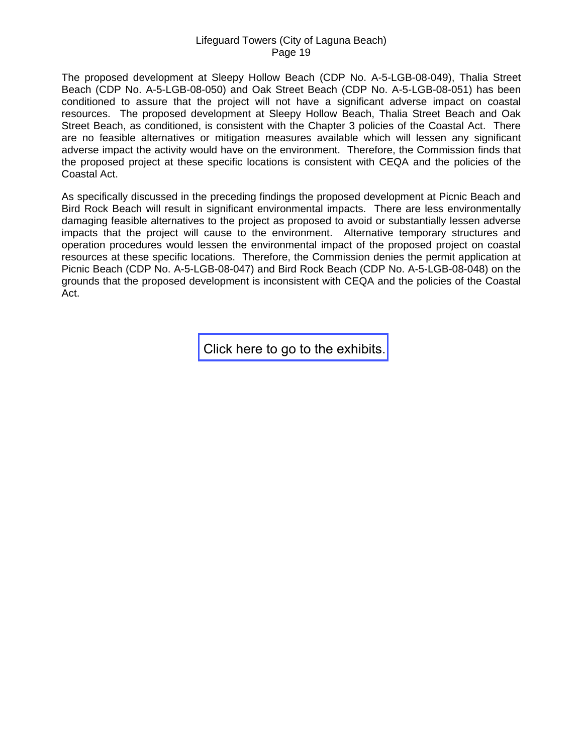The proposed development at Sleepy Hollow Beach (CDP No. A-5-LGB-08-049), Thalia Street Beach (CDP No. A-5-LGB-08-050) and Oak Street Beach (CDP No. A-5-LGB-08-051) has been conditioned to assure that the project will not have a significant adverse impact on coastal resources. The proposed development at Sleepy Hollow Beach, Thalia Street Beach and Oak Street Beach, as conditioned, is consistent with the Chapter 3 policies of the Coastal Act. There are no feasible alternatives or mitigation measures available which will lessen any significant adverse impact the activity would have on the environment. Therefore, the Commission finds that the proposed project at these specific locations is consistent with CEQA and the policies of the Coastal Act.

As specifically discussed in the preceding findings the proposed development at Picnic Beach and Bird Rock Beach will result in significant environmental impacts. There are less environmentally damaging feasible alternatives to the project as proposed to avoid or substantially lessen adverse impacts that the project will cause to the environment. Alternative temporary structures and operation procedures would lessen the environmental impact of the proposed project on coastal resources at these specific locations. Therefore, the Commission denies the permit application at Picnic Beach (CDP No. A-5-LGB-08-047) and Bird Rock Beach (CDP No. A-5-LGB-08-048) on the grounds that the proposed development is inconsistent with CEQA and the policies of the Coastal Act.

Click here to go to the exhibits.